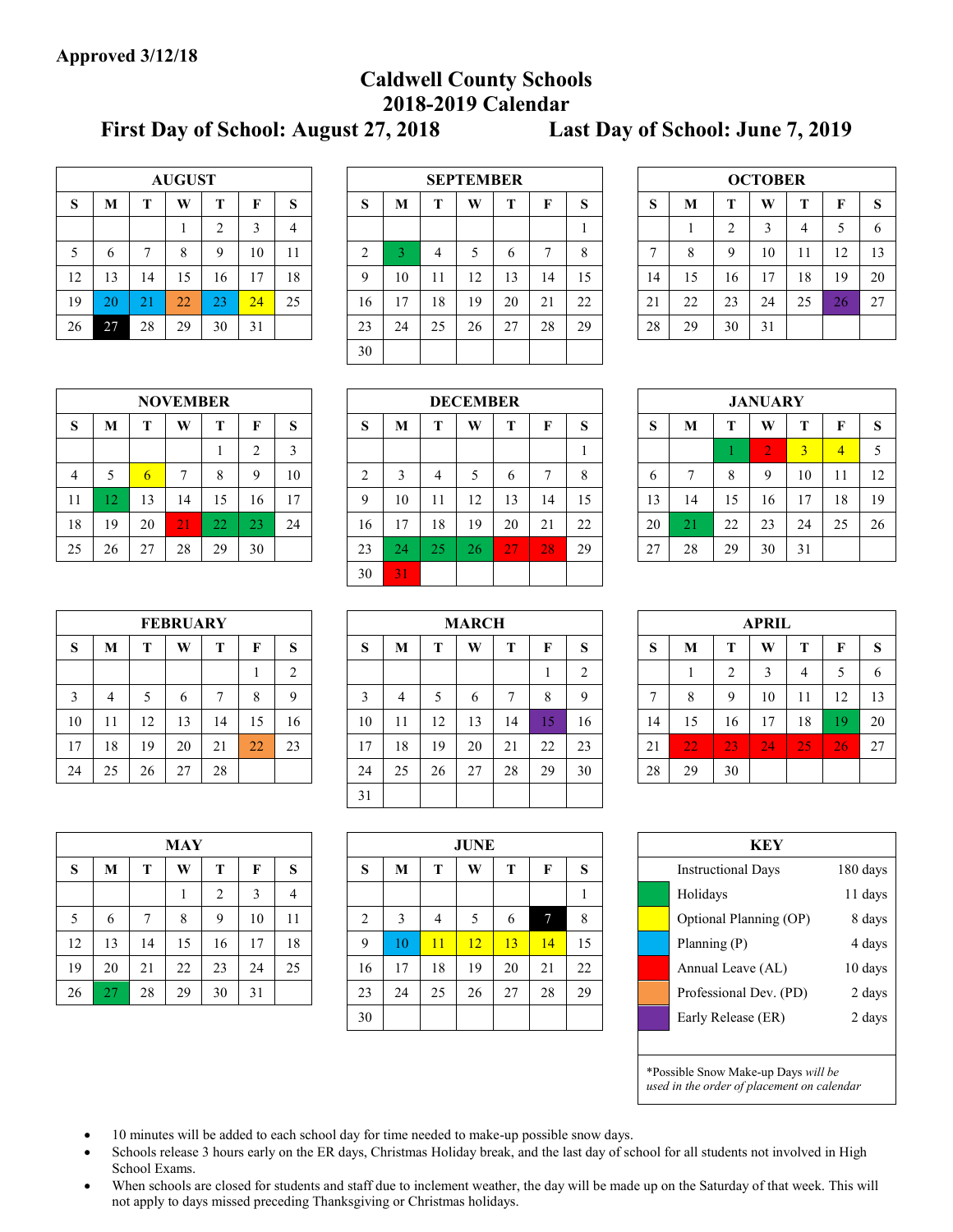**Approved 3/12/18**

# Caldwell County Schools
## 2018-2019 Calendar

**First Day of School: August 27, 2018** **Last Day of School: June 7, 2019**

**AUGUST**

| S | M | T | W | T | F | S |
|---|---|---|---|---|---|---|
| | | | 1 | 2 | 3 | 4 |
| 5 | 6 | 7 | 8 | 9 | 10 | 11 |
| 12 | 13 | 14 | 15 | 16 | 17 | 18 |
| 19 | 20 | 21 | 22 | 23 | 24 | 25 |
| 26 | 27 | 28 | 29 | 30 | 31 | |

**SEPTEMBER**

| S | M | T | W | T | F | S |
|---|---|---|---|---|---|---|
| | | | | | | 1 |
| 2 | 3 | 4 | 5 | 6 | 7 | 8 |
| 9 | 10 | 11 | 12 | 13 | 14 | 15 |
| 16 | 17 | 18 | 19 | 20 | 21 | 22 |
| 23 | 24 | 25 | 26 | 27 | 28 | 29 |
| 30 | | | | | | |

**OCTOBER**

| S | M | T | W | T | F | S |
|---|---|---|---|---|---|---|
| | 1 | 2 | 3 | 4 | 5 | 6 |
| 7 | 8 | 9 | 10 | 11 | 12 | 13 |
| 14 | 15 | 16 | 17 | 18 | 19 | 20 |
| 21 | 22 | 23 | 24 | 25 | 26 | 27 |
| 28 | 29 | 30 | 31 | | | |

**NOVEMBER**

| S | M | T | W | T | F | S |
|---|---|---|---|---|---|---|
| | | | | 1 | 2 | 3 |
| 4 | 5 | 6 | 7 | 8 | 9 | 10 |
| 11 | 12 | 13 | 14 | 15 | 16 | 17 |
| 18 | 19 | 20 | 21 | 22 | 23 | 24 |
| 25 | 26 | 27 | 28 | 29 | 30 | |

**DECEMBER**

| S | M | T | W | T | F | S |
|---|---|---|---|---|---|---|
| | | | | | | 1 |
| 2 | 3 | 4 | 5 | 6 | 7 | 8 |
| 9 | 10 | 11 | 12 | 13 | 14 | 15 |
| 16 | 17 | 18 | 19 | 20 | 21 | 22 |
| 23 | 24 | 25 | 26 | 27 | 28 | 29 |
| 30 | 31 | | | | | |

**JANUARY**

| S | M | T | W | T | F | S |
|---|---|---|---|---|---|---|
| | | 1 | 2 | 3 | 4 | 5 |
| 6 | 7 | 8 | 9 | 10 | 11 | 12 |
| 13 | 14 | 15 | 16 | 17 | 18 | 19 |
| 20 | 21 | 22 | 23 | 24 | 25 | 26 |
| 27 | 28 | 29 | 30 | 31 | | |

**FEBRUARY**

| S | M | T | W | T | F | S |
|---|---|---|---|---|---|---|
| | | | | | 1 | 2 |
| 3 | 4 | 5 | 6 | 7 | 8 | 9 |
| 10 | 11 | 12 | 13 | 14 | 15 | 16 |
| 17 | 18 | 19 | 20 | 21 | 22 | 23 |
| 24 | 25 | 26 | 27 | 28 | | |

**MARCH**

| S | M | T | W | T | F | S |
|---|---|---|---|---|---|---|
| | | | | | 1 | 2 |
| 3 | 4 | 5 | 6 | 7 | 8 | 9 |
| 10 | 11 | 12 | 13 | 14 | 15 | 16 |
| 17 | 18 | 19 | 20 | 21 | 22 | 23 |
| 24 | 25 | 26 | 27 | 28 | 29 | 30 |
| 31 | | | | | | |

**APRIL**

| S | M | T | W | T | F | S |
|---|---|---|---|---|---|---|
| | 1 | 2 | 3 | 4 | 5 | 6 |
| 7 | 8 | 9 | 10 | 11 | 12 | 13 |
| 14 | 15 | 16 | 17 | 18 | 19 | 20 |
| 21 | 22 | 23 | 24 | 25 | 26 | 27 |
| 28 | 29 | 30 | | | | |

**MAY**

| S | M | T | W | T | F | S |
|---|---|---|---|---|---|---|
| | | | 1 | 2 | 3 | 4 |
| 5 | 6 | 7 | 8 | 9 | 10 | 11 |
| 12 | 13 | 14 | 15 | 16 | 17 | 18 |
| 19 | 20 | 21 | 22 | 23 | 24 | 25 |
| 26 | 27 | 28 | 29 | 30 | 31 | |

**JUNE**

| S | M | T | W | T | F | S |
|---|---|---|---|---|---|---|
| | | | | | | 1 |
| 2 | 3 | 4 | 5 | 6 | 7 | 8 |
| 9 | 10 | 11 | 12 | 13 | 14 | 15 |
| 16 | 17 | 18 | 19 | 20 | 21 | 22 |
| 23 | 24 | 25 | 26 | 27 | 28 | 29 |
| 30 | | | | | | |

**KEY**

| Key | Days |
|---|---|
| Instructional Days | 180 days |
| Holidays | 11 days |
| Optional Planning (OP) | 8 days |
| Planning (P) | 4 days |
| Annual Leave (AL) | 10 days |
| Professional Dev. (PD) | 2 days |
| Early Release (ER) | 2 days |

*Possible Snow Make-up Days *will be used in the order of placement on calendar*

- 10 minutes will be added to each school day for time needed to make-up possible snow days.
- Schools release 3 hours early on the ER days, Christmas Holiday break, and the last day of school for all students not involved in High School Exams.
- When schools are closed for students and staff due to inclement weather, the day will be made up on the Saturday of that week. This will not apply to days missed preceding Thanksgiving or Christmas holidays.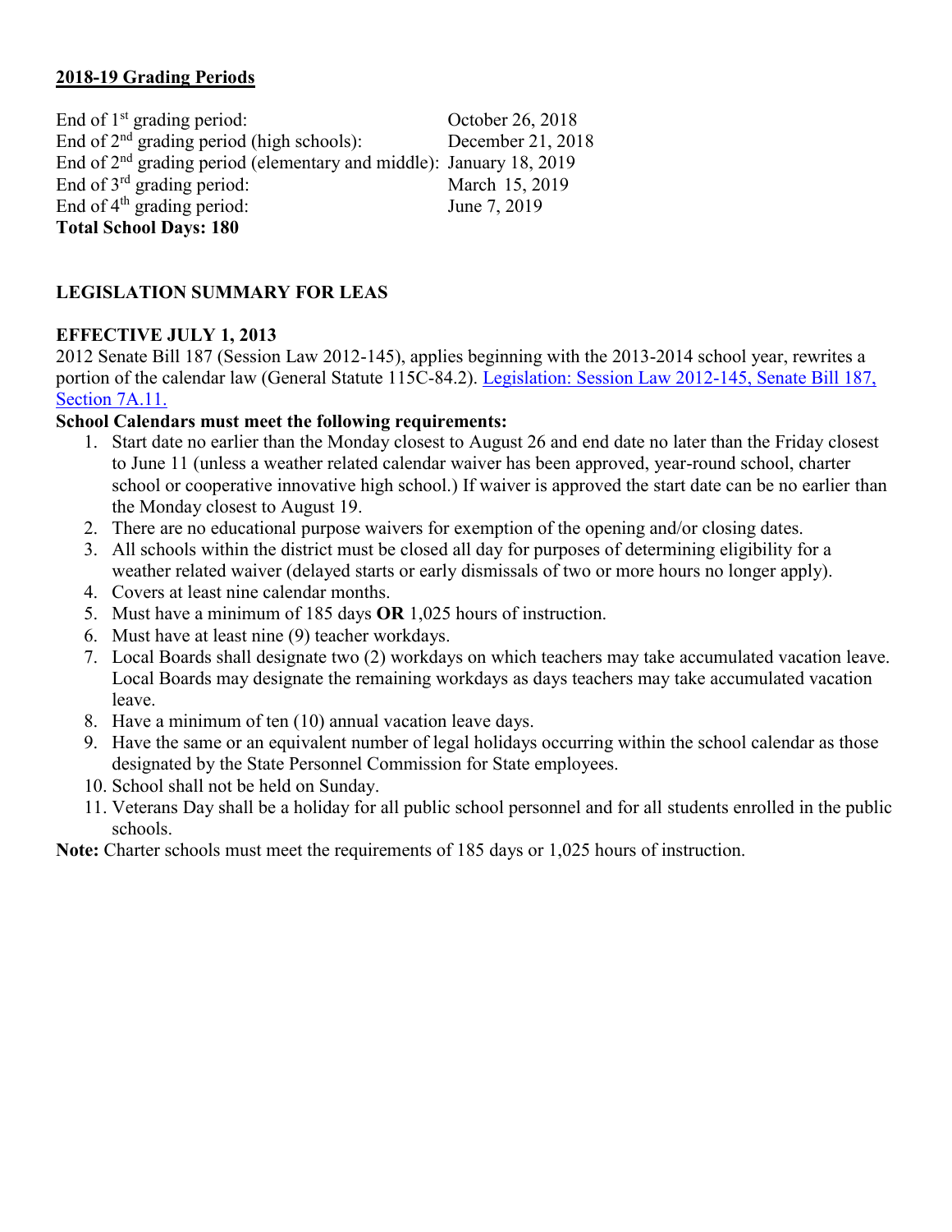**2018-19 Grading Periods**

| | |
|---|---|
| End of 1st grading period: | October 26, 2018 |
| End of 2nd grading period (high schools): | December 21, 2018 |
| End of 2nd grading period (elementary and middle): | January 18, 2019 |
| End of 3rd grading period: | March 15, 2019 |
| End of 4th grading period: | June 7, 2019 |

**Total School Days: 180**

**LEGISLATION SUMMARY FOR LEAS**

**EFFECTIVE JULY 1, 2013**

2012 Senate Bill 187 (Session Law 2012-145), applies beginning with the 2013-2014 school year, rewrites a portion of the calendar law (General Statute 115C-84.2). [Legislation: Session Law 2012-145, Senate Bill 187, Section 7A.11.]

**School Calendars must meet the following requirements:**

1. Start date no earlier than the Monday closest to August 26 and end date no later than the Friday closest to June 11 (unless a weather related calendar waiver has been approved, year-round school, charter school or cooperative innovative high school.) If waiver is approved the start date can be no earlier than the Monday closest to August 19.
2. There are no educational purpose waivers for exemption of the opening and/or closing dates.
3. All schools within the district must be closed all day for purposes of determining eligibility for a weather related waiver (delayed starts or early dismissals of two or more hours no longer apply).
4. Covers at least nine calendar months.
5. Must have a minimum of 185 days **OR** 1,025 hours of instruction.
6. Must have at least nine (9) teacher workdays.
7. Local Boards shall designate two (2) workdays on which teachers may take accumulated vacation leave. Local Boards may designate the remaining workdays as days teachers may take accumulated vacation leave.
8. Have a minimum of ten (10) annual vacation leave days.
9. Have the same or an equivalent number of legal holidays occurring within the school calendar as those designated by the State Personnel Commission for State employees.
10. School shall not be held on Sunday.
11. Veterans Day shall be a holiday for all public school personnel and for all students enrolled in the public schools.

**Note:** Charter schools must meet the requirements of 185 days or 1,025 hours of instruction.